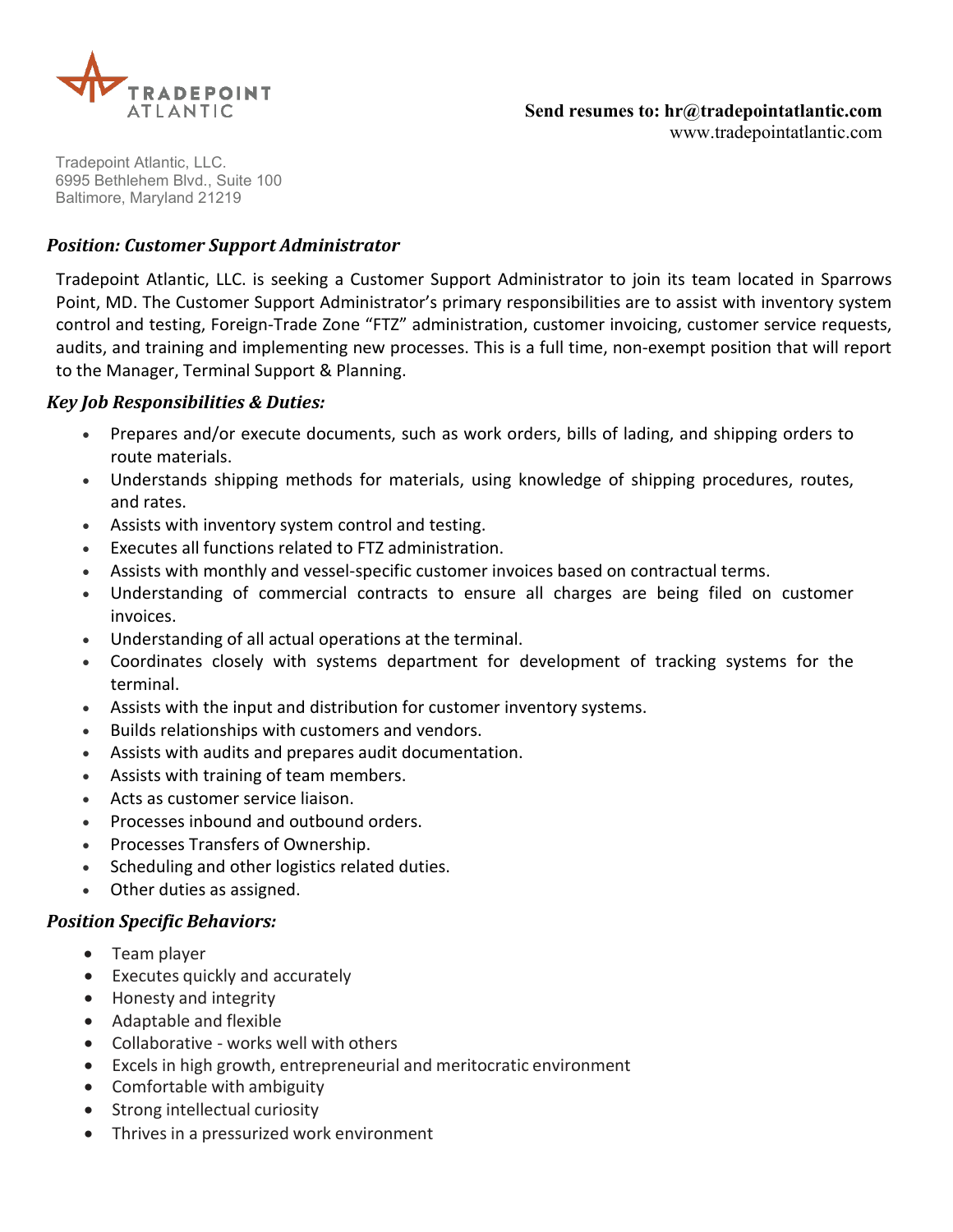TRADEPOINT ATLANTIC

**Send resumes to: hr@tradepointatlantic.com**
www.tradepointatlantic.com

Tradepoint Atlantic, LLC.
6995 Bethlehem Blvd., Suite 100
Baltimore, Maryland 21219

### *Position: Customer Support Administrator*

Tradepoint Atlantic, LLC. is seeking a Customer Support Administrator to join its team located in Sparrows Point, MD. The Customer Support Administrator's primary responsibilities are to assist with inventory system control and testing, Foreign-Trade Zone "FTZ" administration, customer invoicing, customer service requests, audits, and training and implementing new processes. This is a full time, non-exempt position that will report to the Manager, Terminal Support & Planning.

### *Key Job Responsibilities & Duties:*

- Prepares and/or execute documents, such as work orders, bills of lading, and shipping orders to route materials.
- Understands shipping methods for materials, using knowledge of shipping procedures, routes, and rates.
- Assists with inventory system control and testing.
- Executes all functions related to FTZ administration.
- Assists with monthly and vessel-specific customer invoices based on contractual terms.
- Understanding of commercial contracts to ensure all charges are being filed on customer invoices.
- Understanding of all actual operations at the terminal.
- Coordinates closely with systems department for development of tracking systems for the terminal.
- Assists with the input and distribution for customer inventory systems.
- Builds relationships with customers and vendors.
- Assists with audits and prepares audit documentation.
- Assists with training of team members.
- Acts as customer service liaison.
- Processes inbound and outbound orders.
- Processes Transfers of Ownership.
- Scheduling and other logistics related duties.
- Other duties as assigned.

### *Position Specific Behaviors:*

- Team player
- Executes quickly and accurately
- Honesty and integrity
- Adaptable and flexible
- Collaborative - works well with others
- Excels in high growth, entrepreneurial and meritocratic environment
- Comfortable with ambiguity
- Strong intellectual curiosity
- Thrives in a pressurized work environment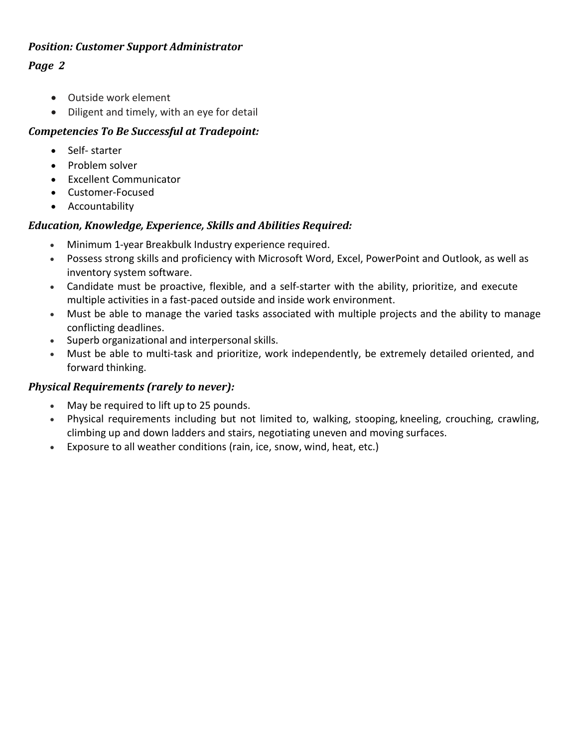- Outside work element
- Diligent and timely, with an eye for detail

### *Competencies To Be Successful at Tradepoint:*

- Self- starter
- Problem solver
- Excellent Communicator
- Customer-Focused
- Accountability

### *Education, Knowledge, Experience, Skills and Abilities Required:*

- Minimum 1-year Breakbulk Industry experience required.
- Possess strong skills and proficiency with Microsoft Word, Excel, PowerPoint and Outlook, as well as inventory system software.
- Candidate must be proactive, flexible, and a self-starter with the ability, prioritize, and execute multiple activities in a fast-paced outside and inside work environment.
- Must be able to manage the varied tasks associated with multiple projects and the ability to manage conflicting deadlines.
- Superb organizational and interpersonal skills.
- Must be able to multi-task and prioritize, work independently, be extremely detailed oriented, and forward thinking.

### *Physical Requirements (rarely to never):*

- May be required to lift up to 25 pounds.
- Physical requirements including but not limited to, walking, stooping, kneeling, crouching, crawling, climbing up and down ladders and stairs, negotiating uneven and moving surfaces.
- Exposure to all weather conditions (rain, ice, snow, wind, heat, etc.)